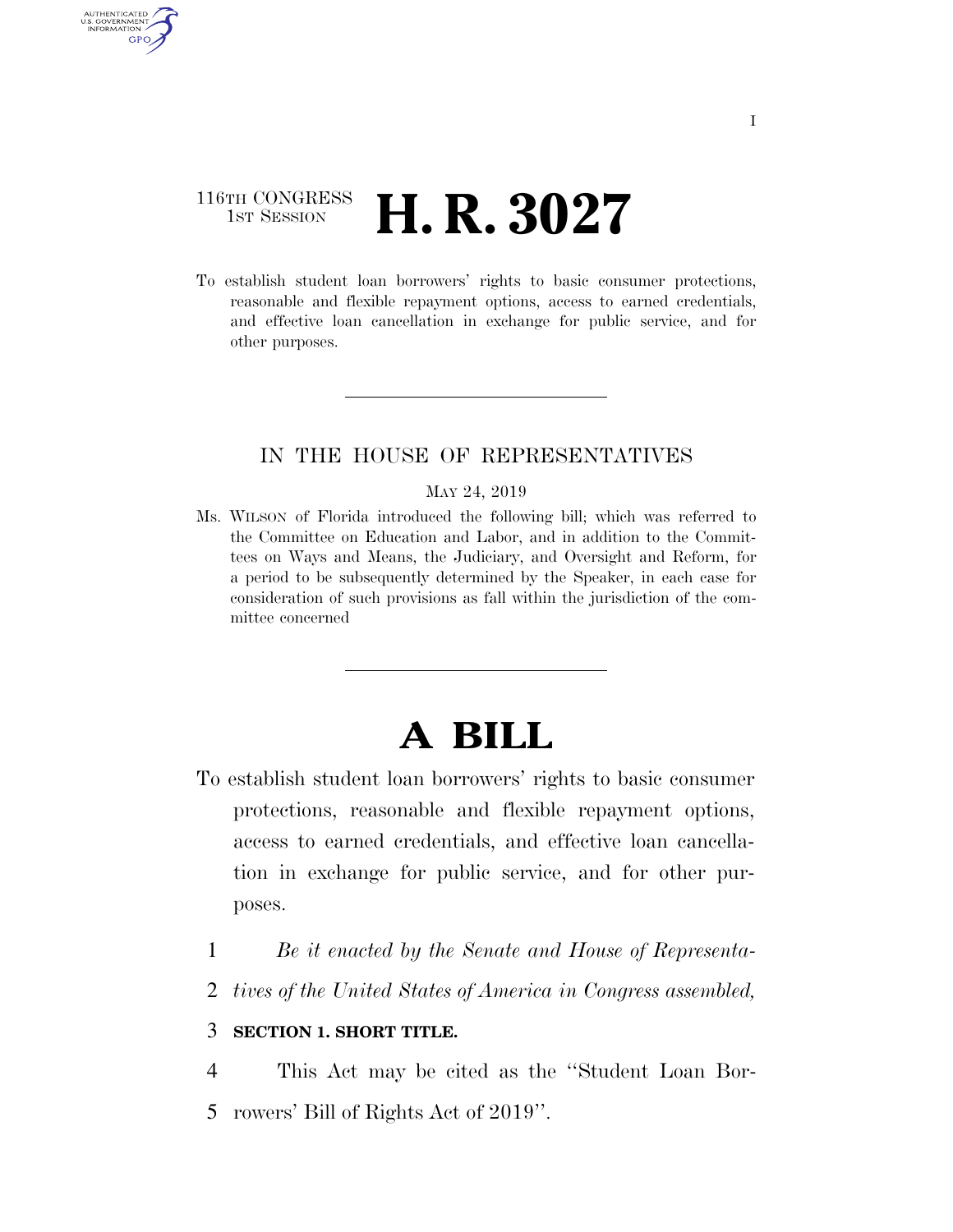116TH CONGRESS
1ST SESSION

# H. R. 3027

To establish student loan borrowers' rights to basic consumer protections, reasonable and flexible repayment options, access to earned credentials, and effective loan cancellation in exchange for public service, and for other purposes.

IN THE HOUSE OF REPRESENTATIVES

MAY 24, 2019

Ms. WILSON of Florida introduced the following bill; which was referred to the Committee on Education and Labor, and in addition to the Committees on Ways and Means, the Judiciary, and Oversight and Reform, for a period to be subsequently determined by the Speaker, in each case for consideration of such provisions as fall within the jurisdiction of the committee concerned

# A BILL

To establish student loan borrowers' rights to basic consumer protections, reasonable and flexible repayment options, access to earned credentials, and effective loan cancellation in exchange for public service, and for other purposes.

1 *Be it enacted by the Senate and House of Representa-*
2 *tives of the United States of America in Congress assembled,*

3 **SECTION 1. SHORT TITLE.**

4 This Act may be cited as the "Student Loan Bor-
5 rowers' Bill of Rights Act of 2019".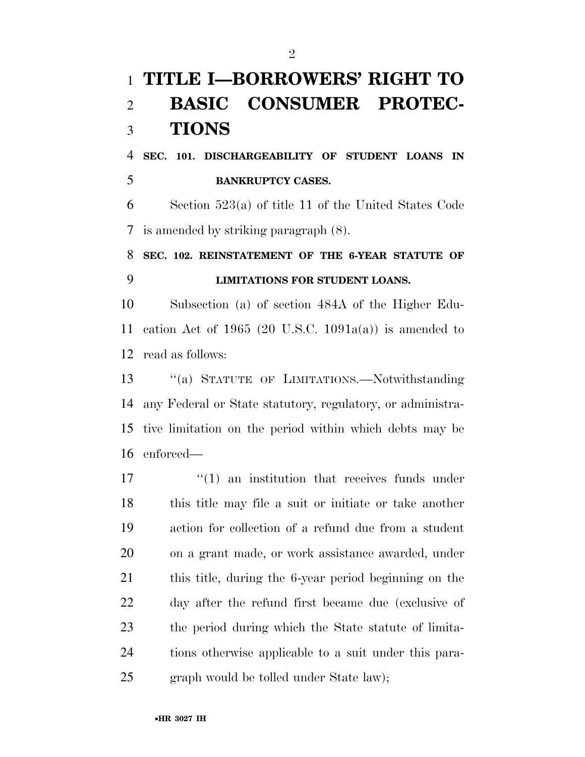# TITLE I—BORROWERS' RIGHT TO BASIC CONSUMER PROTECTIONS

**SEC. 101. DISCHARGEABILITY OF STUDENT LOANS IN BANKRUPTCY CASES.**

Section 523(a) of title 11 of the United States Code is amended by striking paragraph (8).

**SEC. 102. REINSTATEMENT OF THE 6-YEAR STATUTE OF LIMITATIONS FOR STUDENT LOANS.**

Subsection (a) of section 484A of the Higher Education Act of 1965 (20 U.S.C. 1091a(a)) is amended to read as follows:

''(a) STATUTE OF LIMITATIONS.—Notwithstanding any Federal or State statutory, regulatory, or administrative limitation on the period within which debts may be enforced—

''(1) an institution that receives funds under this title may file a suit or initiate or take another action for collection of a refund due from a student on a grant made, or work assistance awarded, under this title, during the 6-year period beginning on the day after the refund first became due (exclusive of the period during which the State statute of limitations otherwise applicable to a suit under this paragraph would be tolled under State law);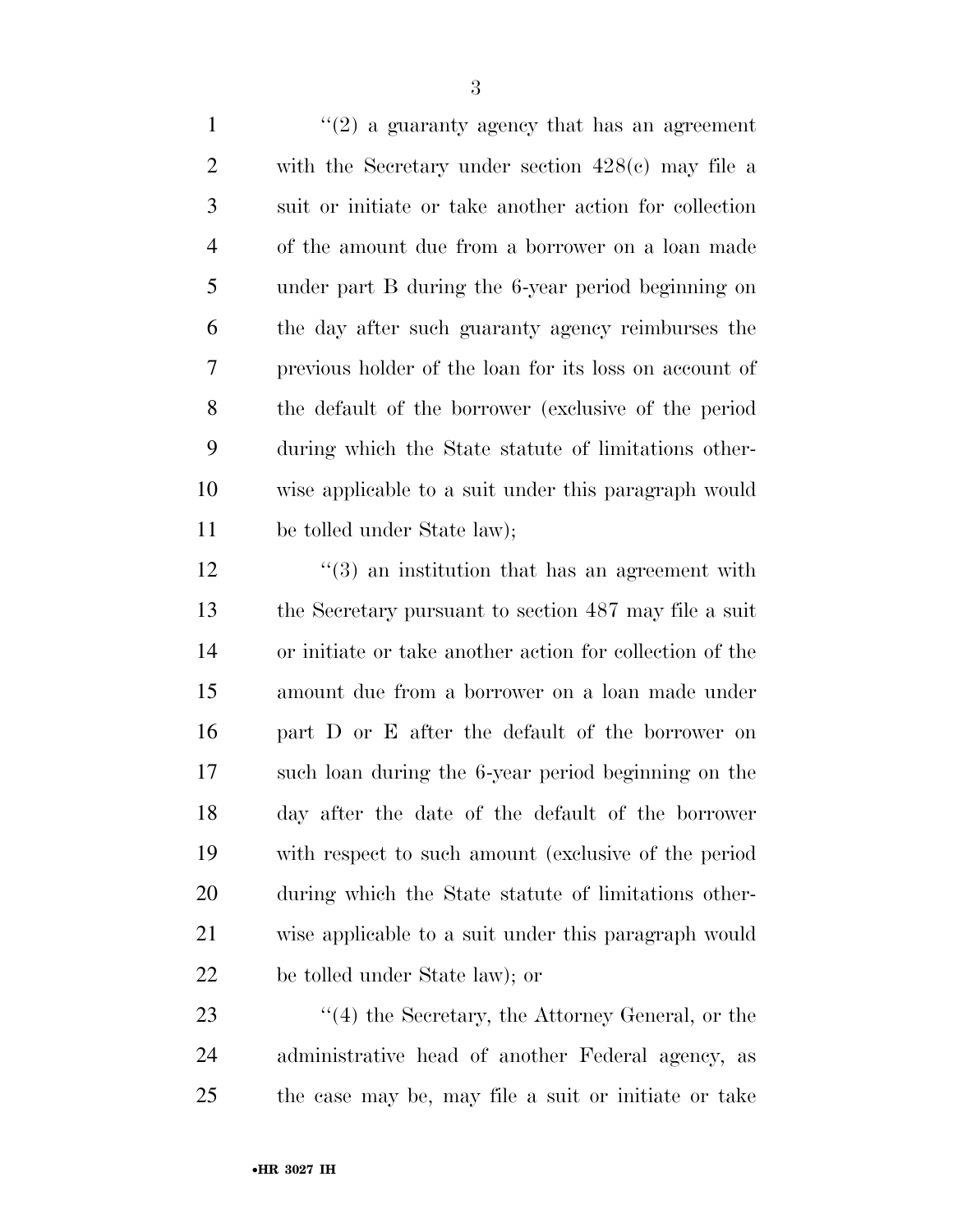"(2) a guaranty agency that has an agreement with the Secretary under section 428(c) may file a suit or initiate or take another action for collection of the amount due from a borrower on a loan made under part B during the 6-year period beginning on the day after such guaranty agency reimburses the previous holder of the loan for its loss on account of the default of the borrower (exclusive of the period during which the State statute of limitations otherwise applicable to a suit under this paragraph would be tolled under State law);

"(3) an institution that has an agreement with the Secretary pursuant to section 487 may file a suit or initiate or take another action for collection of the amount due from a borrower on a loan made under part D or E after the default of the borrower on such loan during the 6-year period beginning on the day after the date of the default of the borrower with respect to such amount (exclusive of the period during which the State statute of limitations otherwise applicable to a suit under this paragraph would be tolled under State law); or

"(4) the Secretary, the Attorney General, or the administrative head of another Federal agency, as the case may be, may file a suit or initiate or take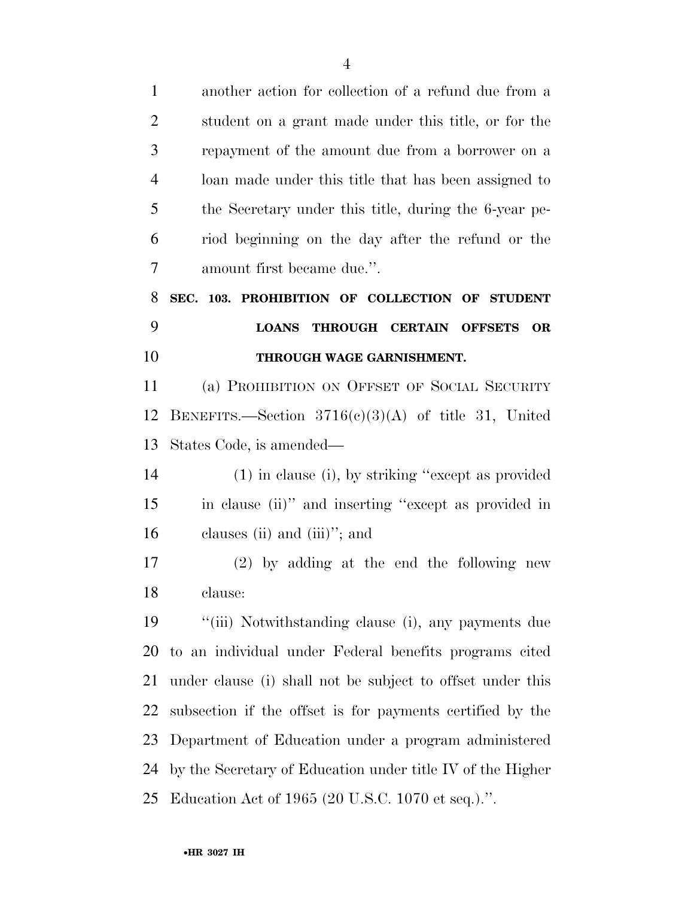another action for collection of a refund due from a student on a grant made under this title, or for the repayment of the amount due from a borrower on a loan made under this title that has been assigned to the Secretary under this title, during the 6-year period beginning on the day after the refund or the amount first became due.''.

**SEC. 103. PROHIBITION OF COLLECTION OF STUDENT LOANS THROUGH CERTAIN OFFSETS OR THROUGH WAGE GARNISHMENT.**

(a) PROHIBITION ON OFFSET OF SOCIAL SECURITY BENEFITS.—Section 3716(c)(3)(A) of title 31, United States Code, is amended—

(1) in clause (i), by striking ''except as provided in clause (ii)'' and inserting ''except as provided in clauses (ii) and (iii)''; and

(2) by adding at the end the following new clause:

''(iii) Notwithstanding clause (i), any payments due to an individual under Federal benefits programs cited under clause (i) shall not be subject to offset under this subsection if the offset is for payments certified by the Department of Education under a program administered by the Secretary of Education under title IV of the Higher Education Act of 1965 (20 U.S.C. 1070 et seq.).''.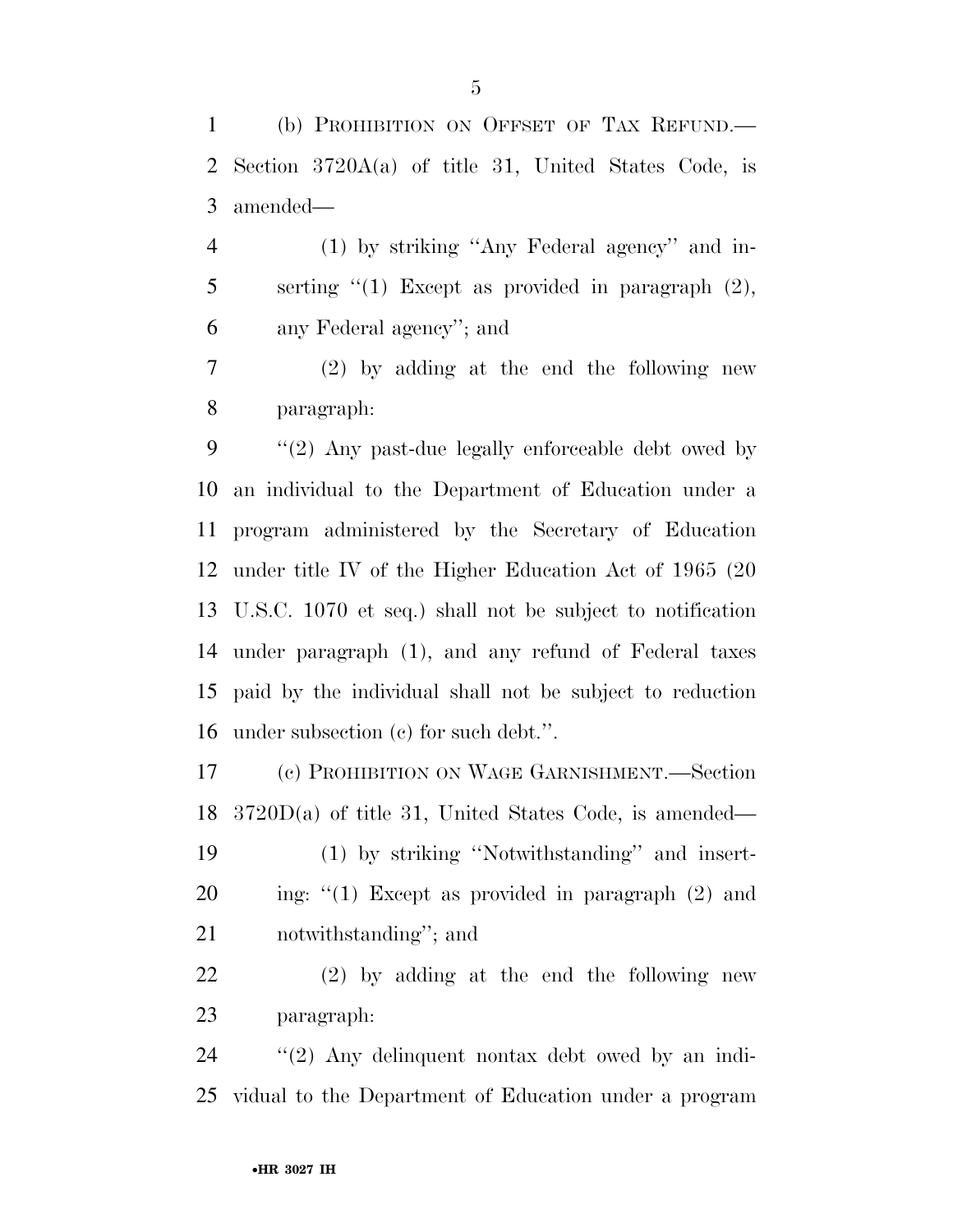(b) PROHIBITION ON OFFSET OF TAX REFUND.—Section 3720A(a) of title 31, United States Code, is amended—

(1) by striking ''Any Federal agency'' and inserting ''(1) Except as provided in paragraph (2), any Federal agency''; and

(2) by adding at the end the following new paragraph:

''(2) Any past-due legally enforceable debt owed by an individual to the Department of Education under a program administered by the Secretary of Education under title IV of the Higher Education Act of 1965 (20 U.S.C. 1070 et seq.) shall not be subject to notification under paragraph (1), and any refund of Federal taxes paid by the individual shall not be subject to reduction under subsection (c) for such debt.''.

(c) PROHIBITION ON WAGE GARNISHMENT.—Section 3720D(a) of title 31, United States Code, is amended—

(1) by striking ''Notwithstanding'' and inserting: ''(1) Except as provided in paragraph (2) and notwithstanding''; and

(2) by adding at the end the following new paragraph:

''(2) Any delinquent nontax debt owed by an individual to the Department of Education under a program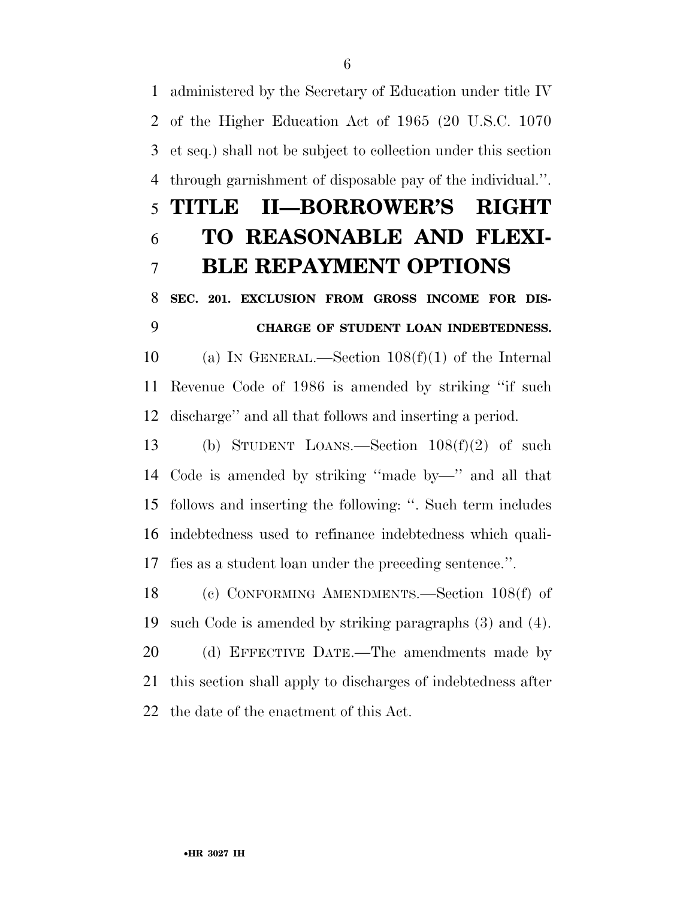administered by the Secretary of Education under title IV of the Higher Education Act of 1965 (20 U.S.C. 1070 et seq.) shall not be subject to collection under this section through garnishment of disposable pay of the individual.''.

# TITLE II—BORROWER'S RIGHT TO REASONABLE AND FLEXIBLE REPAYMENT OPTIONS

### SEC. 201. EXCLUSION FROM GROSS INCOME FOR DISCHARGE OF STUDENT LOAN INDEBTEDNESS.

(a) IN GENERAL.—Section 108(f)(1) of the Internal Revenue Code of 1986 is amended by striking ''if such discharge'' and all that follows and inserting a period.

(b) STUDENT LOANS.—Section 108(f)(2) of such Code is amended by striking ''made by—'' and all that follows and inserting the following: ''. Such term includes indebtedness used to refinance indebtedness which qualifies as a student loan under the preceding sentence.''.

(c) CONFORMING AMENDMENTS.—Section 108(f) of such Code is amended by striking paragraphs (3) and (4).

(d) EFFECTIVE DATE.—The amendments made by this section shall apply to discharges of indebtedness after the date of the enactment of this Act.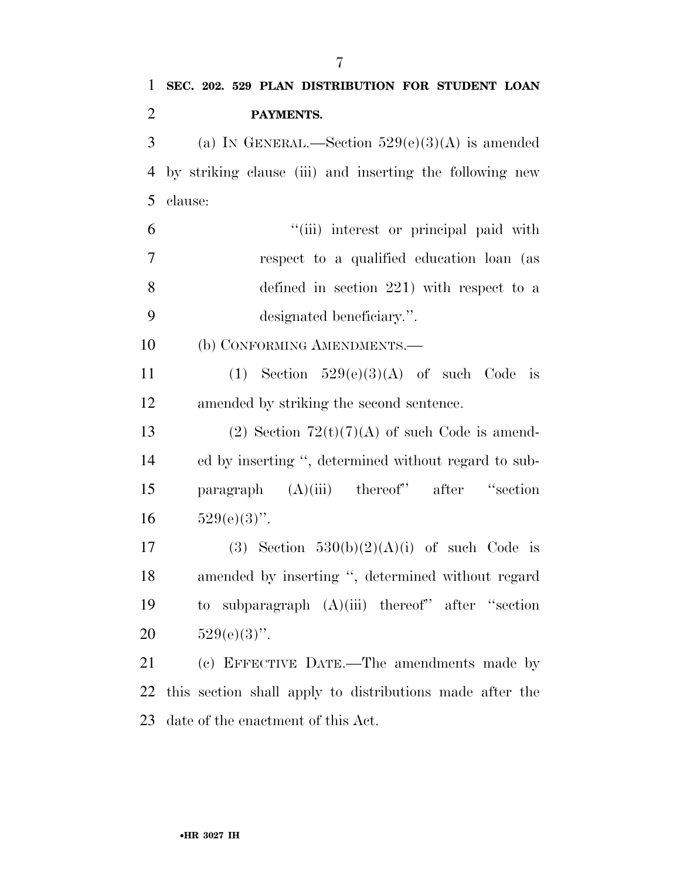**SEC. 202. 529 PLAN DISTRIBUTION FOR STUDENT LOAN PAYMENTS.**

(a) IN GENERAL.—Section 529(e)(3)(A) is amended by striking clause (iii) and inserting the following new clause:

> ''(iii) interest or principal paid with respect to a qualified education loan (as defined in section 221) with respect to a designated beneficiary.''.

(b) CONFORMING AMENDMENTS.—

(1) Section 529(e)(3)(A) of such Code is amended by striking the second sentence.

(2) Section 72(t)(7)(A) of such Code is amended by inserting '', determined without regard to subparagraph (A)(iii) thereof'' after ''section 529(e)(3)''.

(3) Section 530(b)(2)(A)(i) of such Code is amended by inserting '', determined without regard to subparagraph (A)(iii) thereof'' after ''section 529(e)(3)''.

(c) EFFECTIVE DATE.—The amendments made by this section shall apply to distributions made after the date of the enactment of this Act.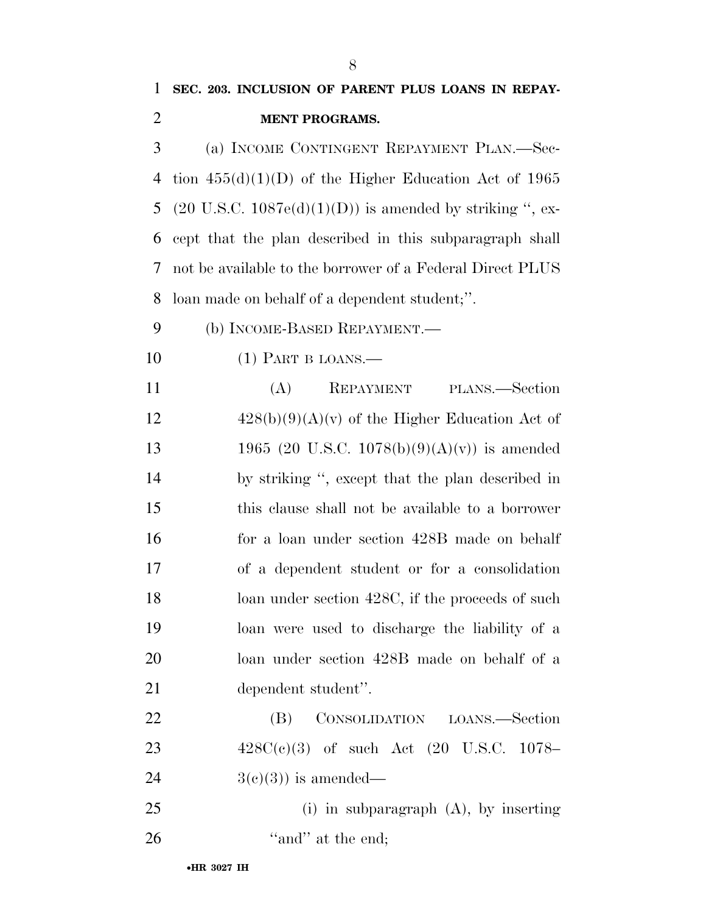**SEC. 203. INCLUSION OF PARENT PLUS LOANS IN REPAYMENT PROGRAMS.**

(a) INCOME CONTINGENT REPAYMENT PLAN.—Section 455(d)(1)(D) of the Higher Education Act of 1965 (20 U.S.C. 1087e(d)(1)(D)) is amended by striking '', except that the plan described in this subparagraph shall not be available to the borrower of a Federal Direct PLUS loan made on behalf of a dependent student;''.

(b) INCOME-BASED REPAYMENT.—

(1) PART B LOANS.—

(A) REPAYMENT PLANS.—Section 428(b)(9)(A)(v) of the Higher Education Act of 1965 (20 U.S.C. 1078(b)(9)(A)(v)) is amended by striking '', except that the plan described in this clause shall not be available to a borrower for a loan under section 428B made on behalf of a dependent student or for a consolidation loan under section 428C, if the proceeds of such loan were used to discharge the liability of a loan under section 428B made on behalf of a dependent student''.

(B) CONSOLIDATION LOANS.—Section 428C(c)(3) of such Act (20 U.S.C. 1078–3(c)(3)) is amended—

(i) in subparagraph (A), by inserting ''and'' at the end;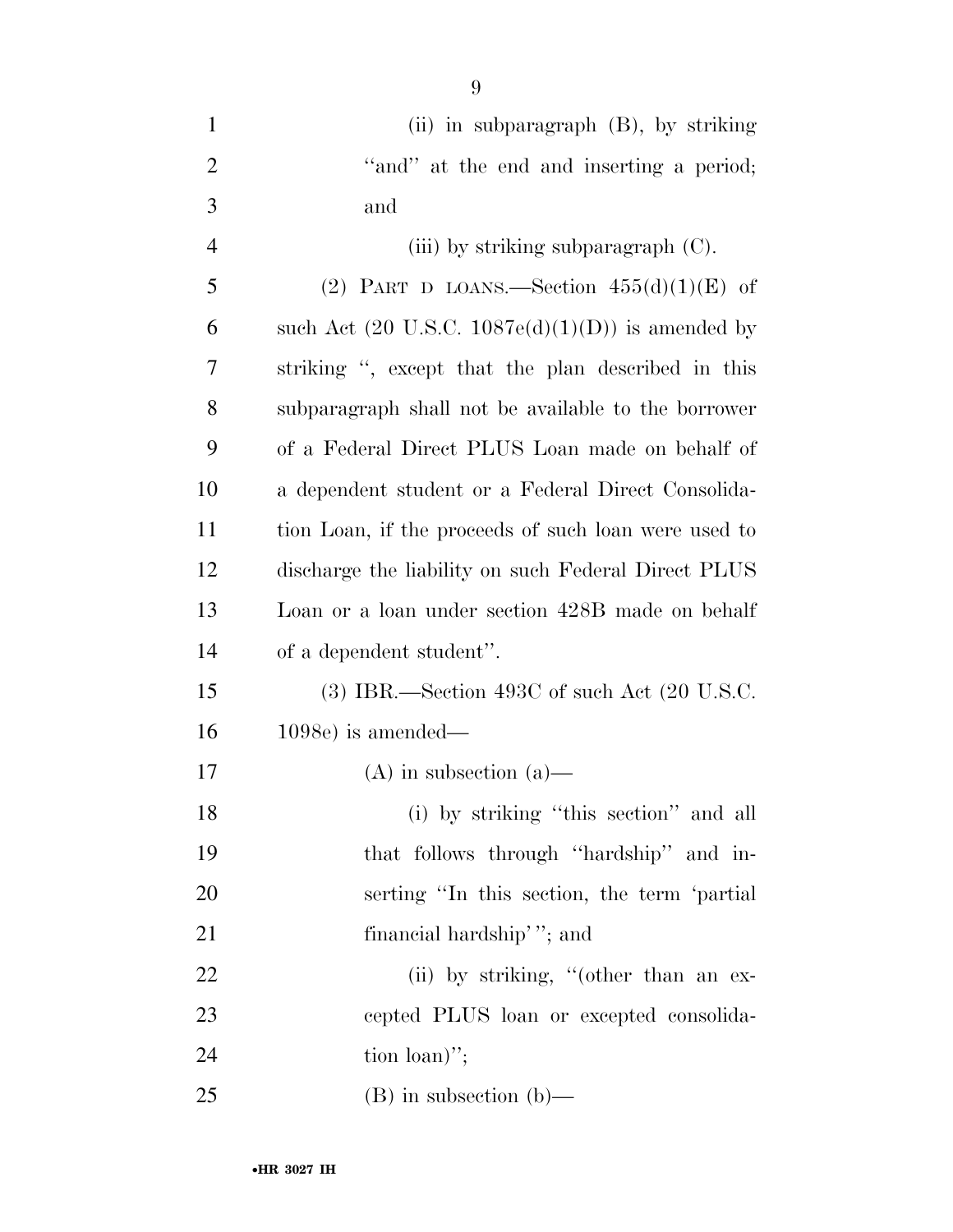(ii) in subparagraph (B), by striking "and" at the end and inserting a period; and

(iii) by striking subparagraph (C).

(2) PART D LOANS.—Section 455(d)(1)(E) of such Act (20 U.S.C. 1087e(d)(1)(D)) is amended by striking ", except that the plan described in this subparagraph shall not be available to the borrower of a Federal Direct PLUS Loan made on behalf of a dependent student or a Federal Direct Consolidation Loan, if the proceeds of such loan were used to discharge the liability on such Federal Direct PLUS Loan or a loan under section 428B made on behalf of a dependent student".

(3) IBR.—Section 493C of such Act (20 U.S.C. 1098e) is amended—

(A) in subsection (a)—

(i) by striking "this section" and all that follows through "hardship" and inserting "In this section, the term 'partial financial hardship' "; and

(ii) by striking, "(other than an excepted PLUS loan or excepted consolidation loan)";

(B) in subsection (b)—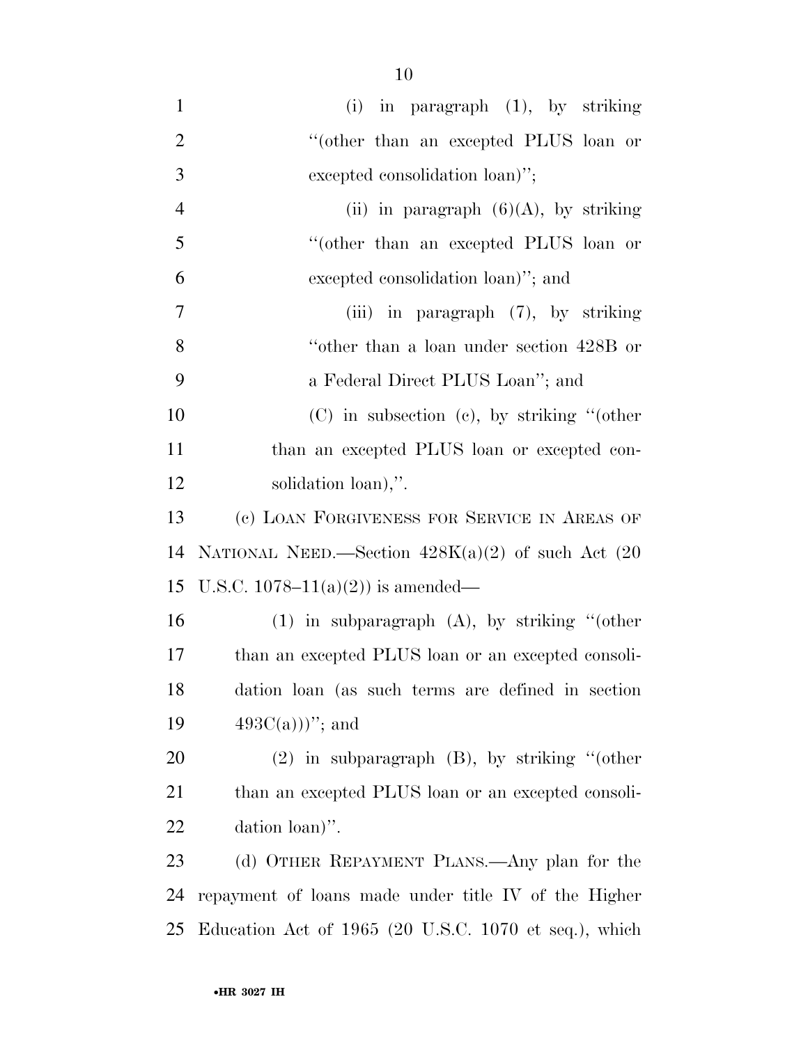(i) in paragraph (1), by striking "(other than an excepted PLUS loan or excepted consolidation loan)";

(ii) in paragraph (6)(A), by striking "(other than an excepted PLUS loan or excepted consolidation loan)"; and

(iii) in paragraph (7), by striking "other than a loan under section 428B or a Federal Direct PLUS Loan"; and

(C) in subsection (c), by striking "(other than an excepted PLUS loan or excepted consolidation loan),".

(c) LOAN FORGIVENESS FOR SERVICE IN AREAS OF NATIONAL NEED.—Section 428K(a)(2) of such Act (20 U.S.C. 1078–11(a)(2)) is amended—

(1) in subparagraph (A), by striking "(other than an excepted PLUS loan or an excepted consolidation loan (as such terms are defined in section 493C(a)))"; and

(2) in subparagraph (B), by striking "(other than an excepted PLUS loan or an excepted consolidation loan)".

(d) OTHER REPAYMENT PLANS.—Any plan for the repayment of loans made under title IV of the Higher Education Act of 1965 (20 U.S.C. 1070 et seq.), which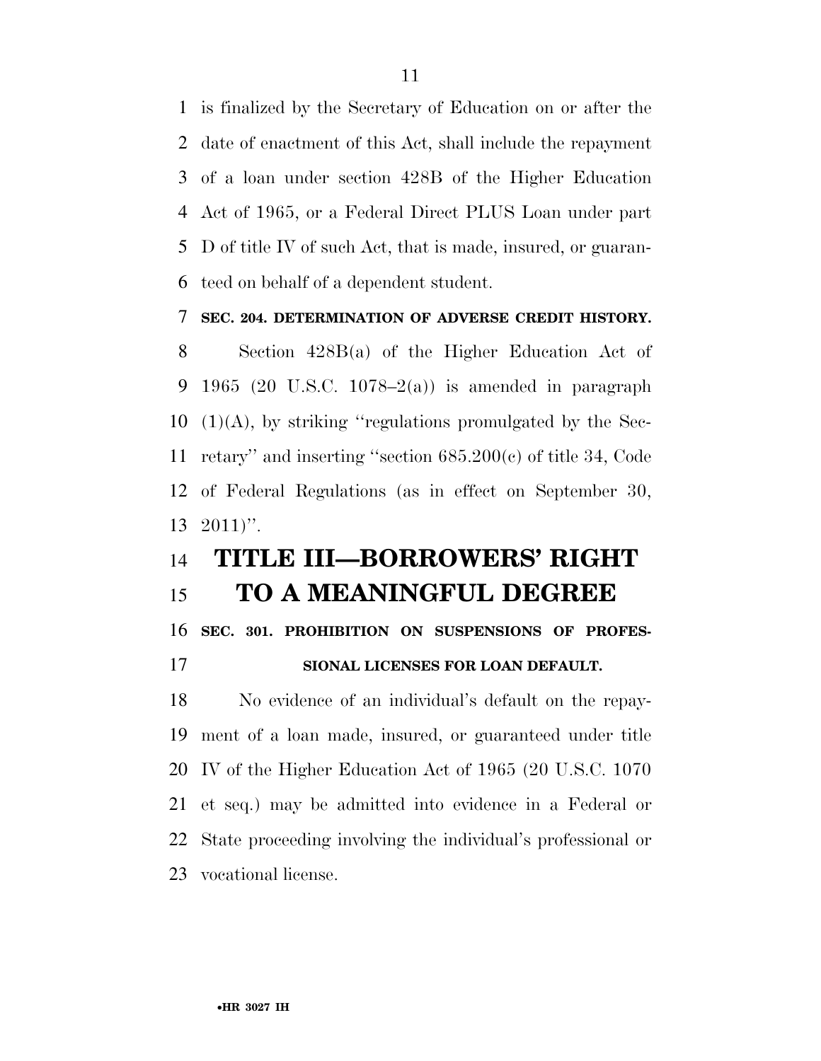is finalized by the Secretary of Education on or after the date of enactment of this Act, shall include the repayment of a loan under section 428B of the Higher Education Act of 1965, or a Federal Direct PLUS Loan under part D of title IV of such Act, that is made, insured, or guaranteed on behalf of a dependent student.

**SEC. 204. DETERMINATION OF ADVERSE CREDIT HISTORY.**

Section 428B(a) of the Higher Education Act of 1965 (20 U.S.C. 1078–2(a)) is amended in paragraph (1)(A), by striking ''regulations promulgated by the Secretary'' and inserting ''section 685.200(c) of title 34, Code of Federal Regulations (as in effect on September 30, 2011)''.

# TITLE III—BORROWERS' RIGHT TO A MEANINGFUL DEGREE

**SEC. 301. PROHIBITION ON SUSPENSIONS OF PROFESSIONAL LICENSES FOR LOAN DEFAULT.**

No evidence of an individual's default on the repayment of a loan made, insured, or guaranteed under title IV of the Higher Education Act of 1965 (20 U.S.C. 1070 et seq.) may be admitted into evidence in a Federal or State proceeding involving the individual's professional or vocational license.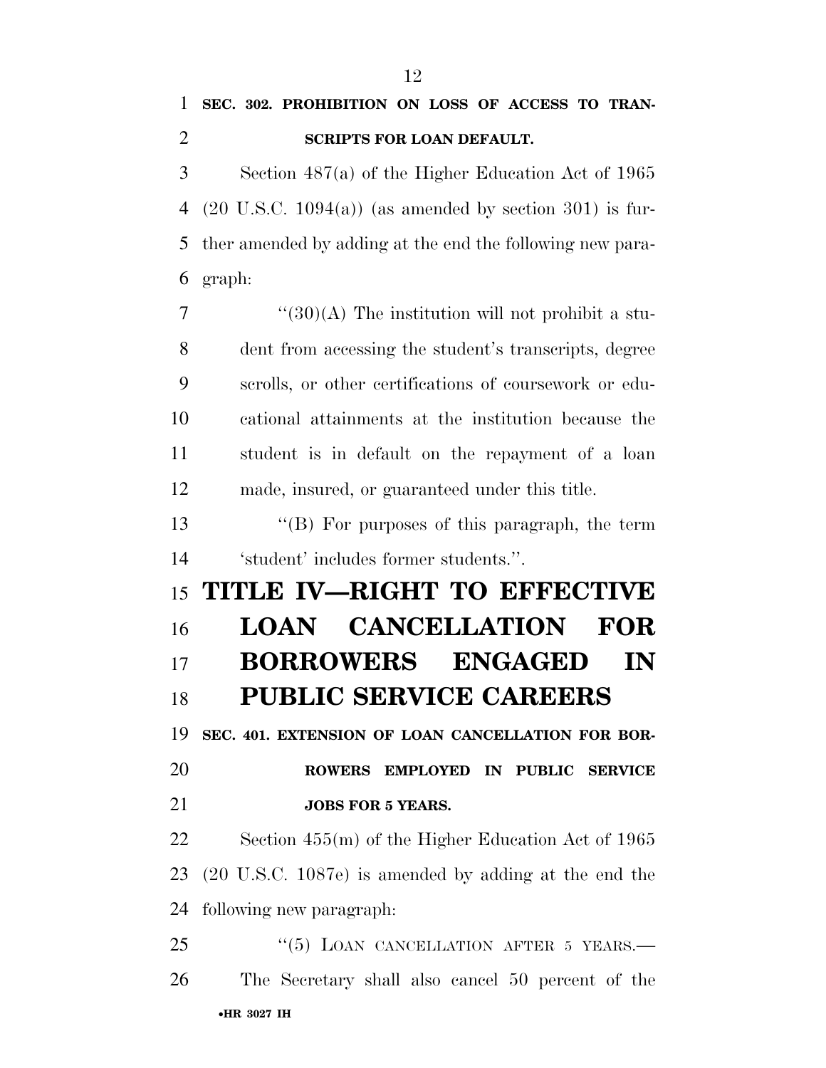**SEC. 302. PROHIBITION ON LOSS OF ACCESS TO TRANSCRIPTS FOR LOAN DEFAULT.**

Section 487(a) of the Higher Education Act of 1965 (20 U.S.C. 1094(a)) (as amended by section 301) is further amended by adding at the end the following new paragraph:

"(30)(A) The institution will not prohibit a student from accessing the student's transcripts, degree scrolls, or other certifications of coursework or educational attainments at the institution because the student is in default on the repayment of a loan made, insured, or guaranteed under this title.

"(B) For purposes of this paragraph, the term 'student' includes former students.".

# TITLE IV—RIGHT TO EFFECTIVE LOAN CANCELLATION FOR BORROWERS ENGAGED IN PUBLIC SERVICE CAREERS

**SEC. 401. EXTENSION OF LOAN CANCELLATION FOR BORROWERS EMPLOYED IN PUBLIC SERVICE JOBS FOR 5 YEARS.**

Section 455(m) of the Higher Education Act of 1965 (20 U.S.C. 1087e) is amended by adding at the end the following new paragraph:

"(5) LOAN CANCELLATION AFTER 5 YEARS.— The Secretary shall also cancel 50 percent of the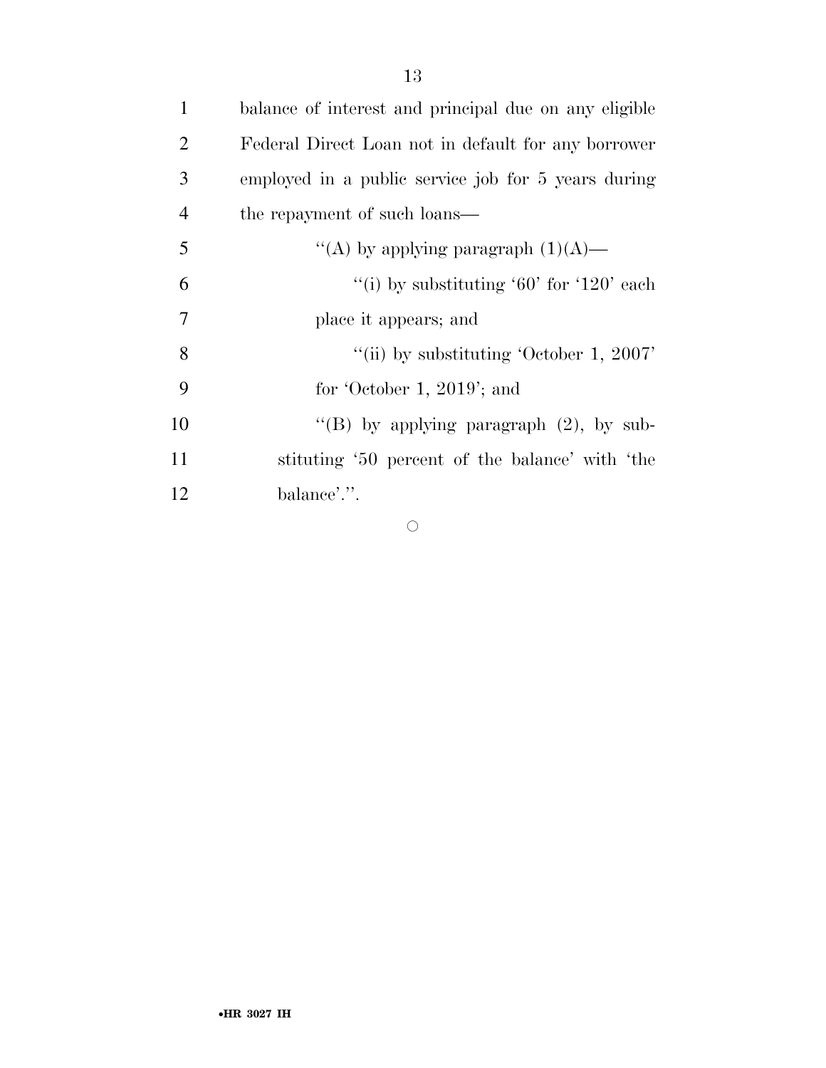balance of interest and principal due on any eligible Federal Direct Loan not in default for any borrower employed in a public service job for 5 years during the repayment of such loans—

"(A) by applying paragraph (1)(A)—

"(i) by substituting '60' for '120' each place it appears; and

"(ii) by substituting 'October 1, 2007' for 'October 1, 2019'; and

"(B) by applying paragraph (2), by substituting '50 percent of the balance' with 'the balance'.".

○